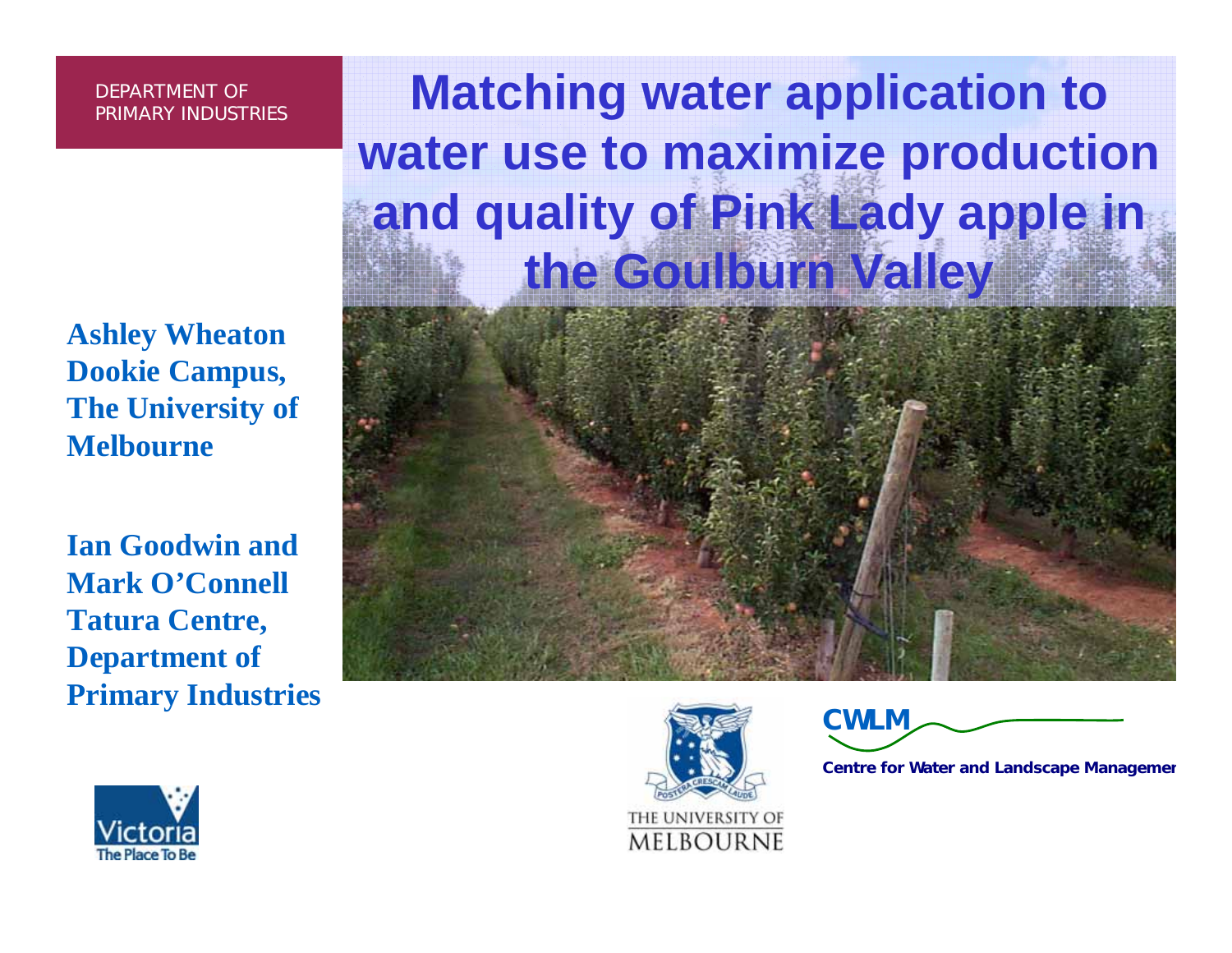DEPARTMENT OF PRIMARY INDUSTRIES

# Matching water application to water use to maximize production and quality of Pink Lady apple in the Goulburn Valley

**Ashley Wheaton**
**Dookie Campus, The University of Melbourne**

**Ian Goodwin and Mark O'Connell**
**Tatura Centre, Department of Primary Industries**

THE UNIVERSITY OF MELBOURNE

CWLM
Centre for Water and Landscape Managemen

Victoria The Place To Be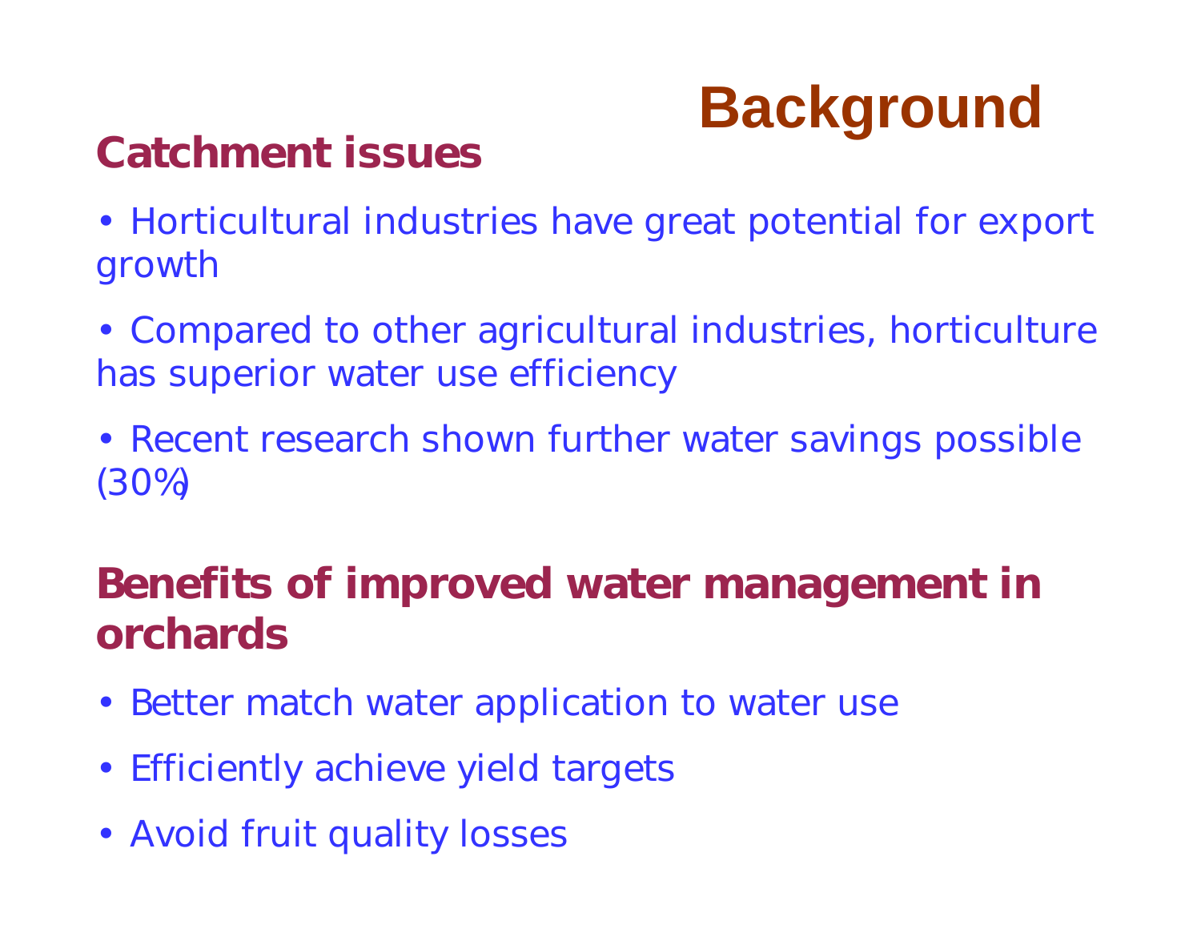# Background

## Catchment issues

- Horticultural industries have great potential for export growth
- Compared to other agricultural industries, horticulture has superior water use efficiency
- Recent research shown further water savings possible (30%)

## Benefits of improved water management in orchards

- Better match water application to water use
- Efficiently achieve yield targets
- Avoid fruit quality losses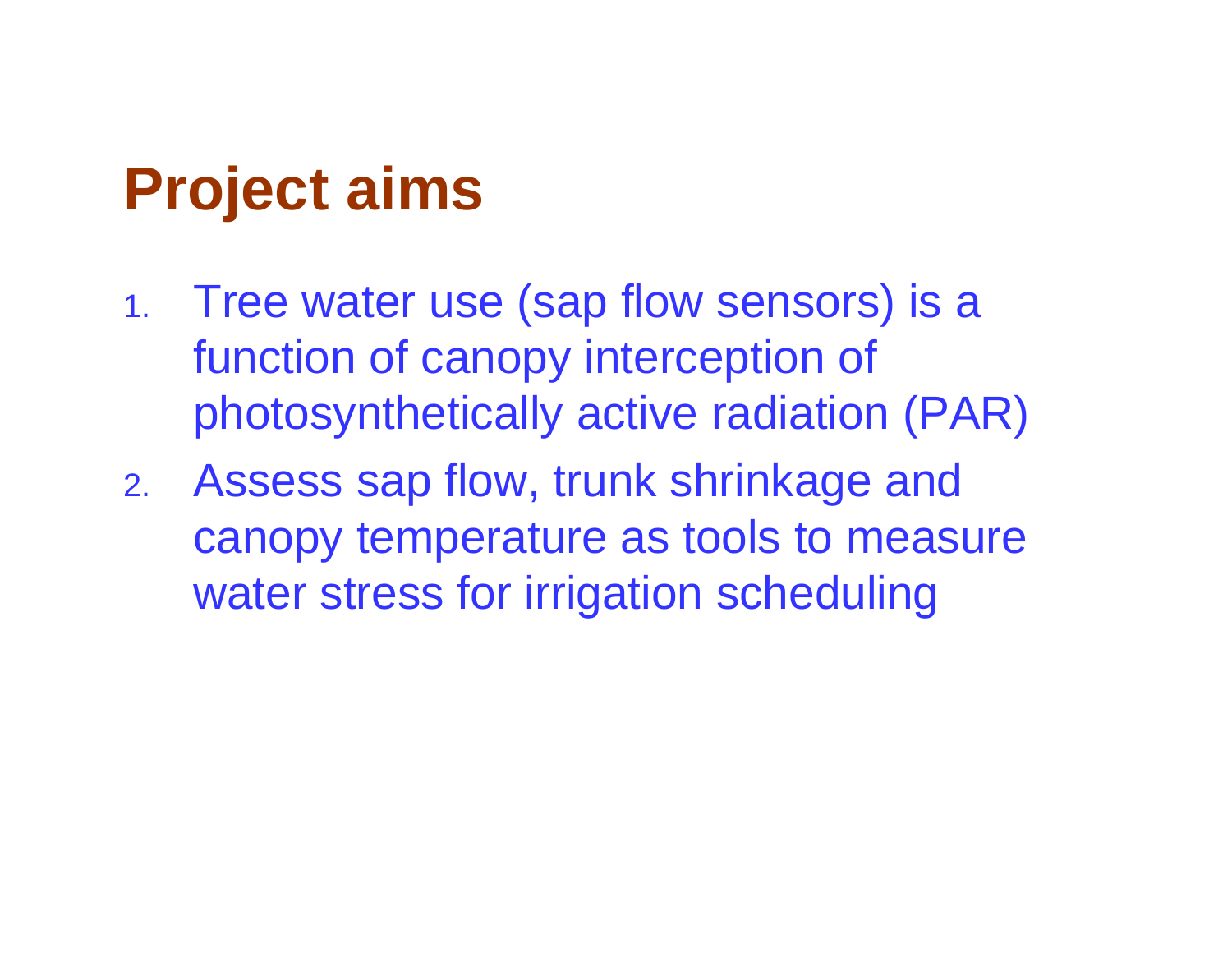# Project aims

1. Tree water use (sap flow sensors) is a function of canopy interception of photosynthetically active radiation (PAR)
2. Assess sap flow, trunk shrinkage and canopy temperature as tools to measure water stress for irrigation scheduling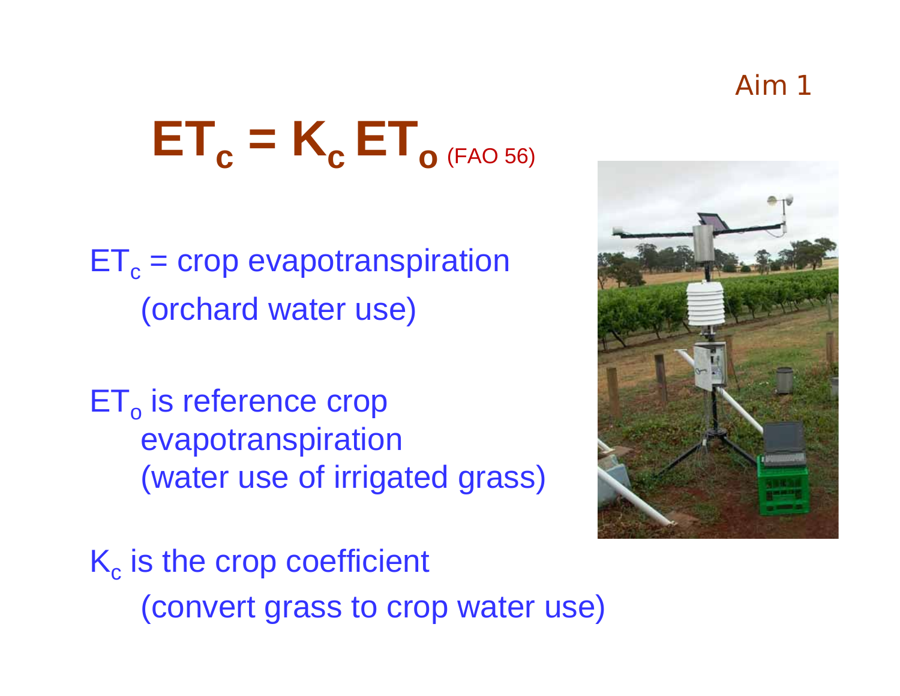Aim 1

# $ET_c = K_c\, ET_o$ (FAO 56)

$ET_c$ = crop evapotranspiration
(orchard water use)

$ET_o$ is reference crop evapotranspiration
(water use of irrigated grass)

$K_c$ is the crop coefficient
(convert grass to crop water use)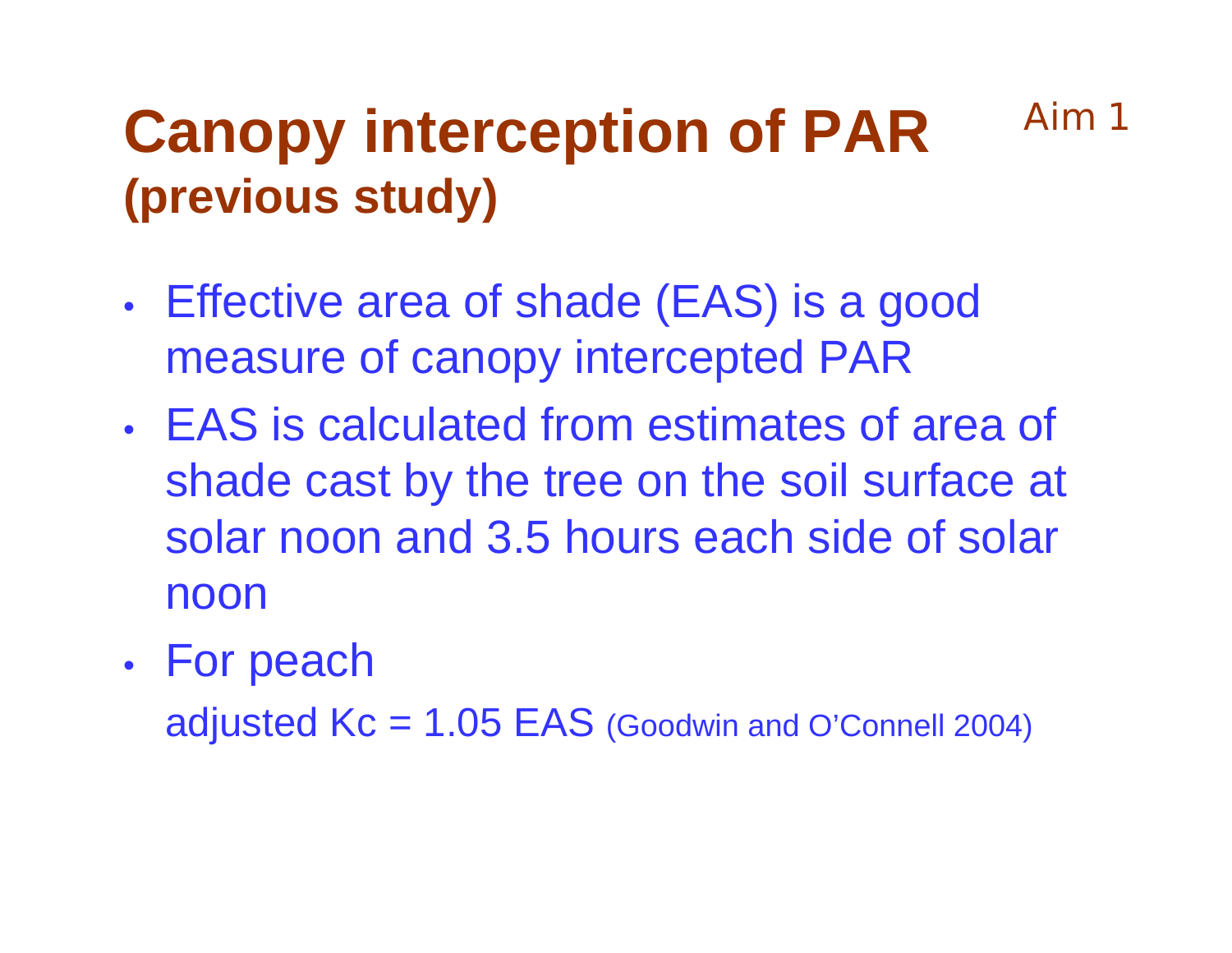# Canopy interception of PAR (previous study)

Aim 1

- Effective area of shade (EAS) is a good measure of canopy intercepted PAR
- EAS is calculated from estimates of area of shade cast by the tree on the soil surface at solar noon and 3.5 hours each side of solar noon
- For peach

  adjusted Kc = 1.05 EAS (Goodwin and O'Connell 2004)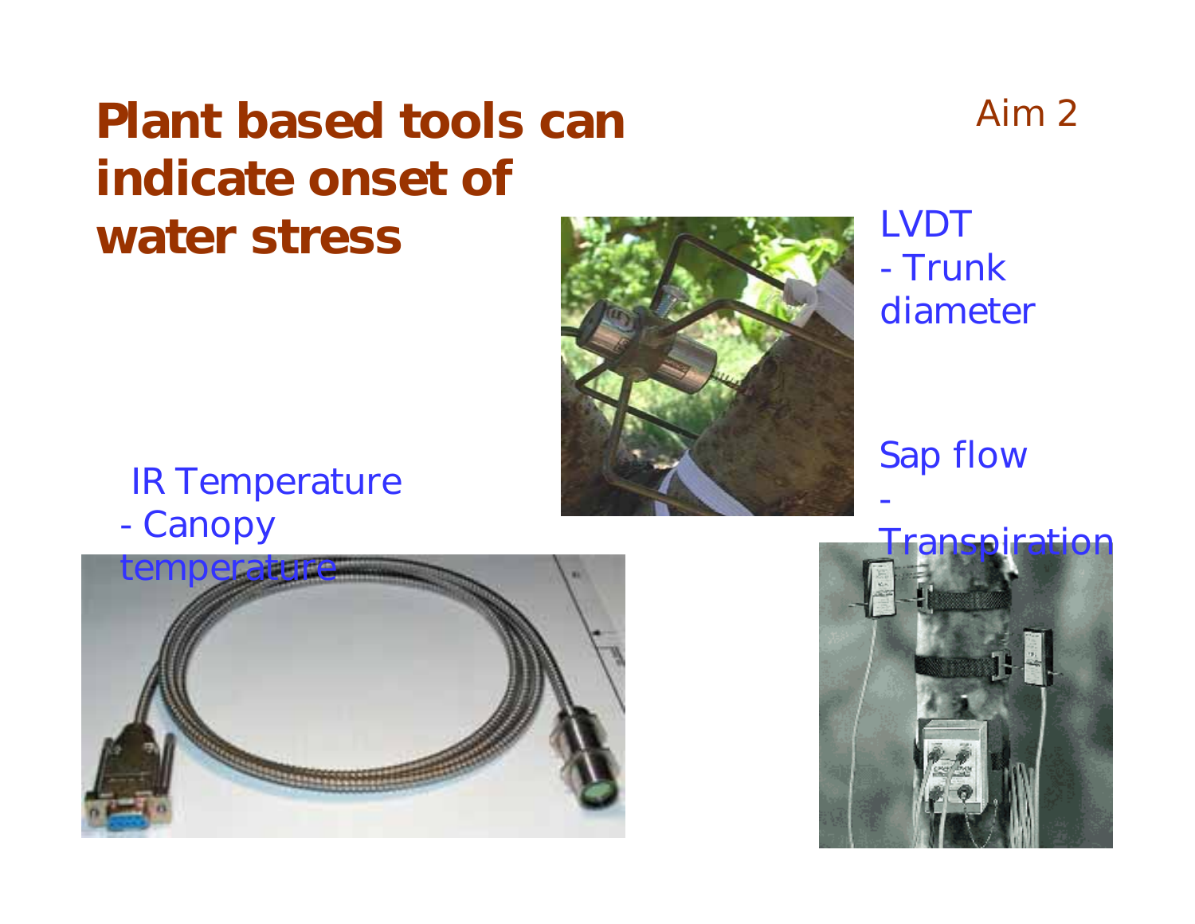# Plant based tools can indicate onset of water stress

Aim 2

LVDT
- Trunk diameter

Sap flow
- Transpiration

IR Temperature
- Canopy temperature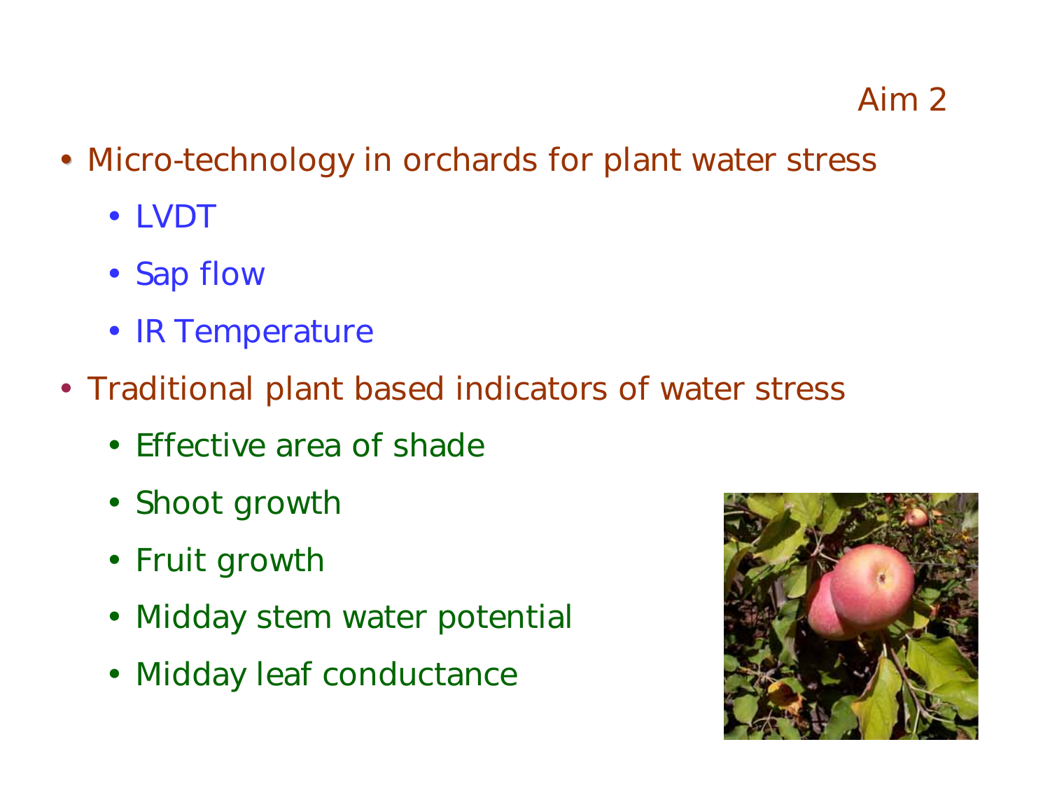## Aim 2

- Micro-technology in orchards for plant water stress
  - LVDT
  - Sap flow
  - IR Temperature
- Traditional plant based indicators of water stress
  - Effective area of shade
  - Shoot growth
  - Fruit growth
  - Midday stem water potential
  - Midday leaf conductance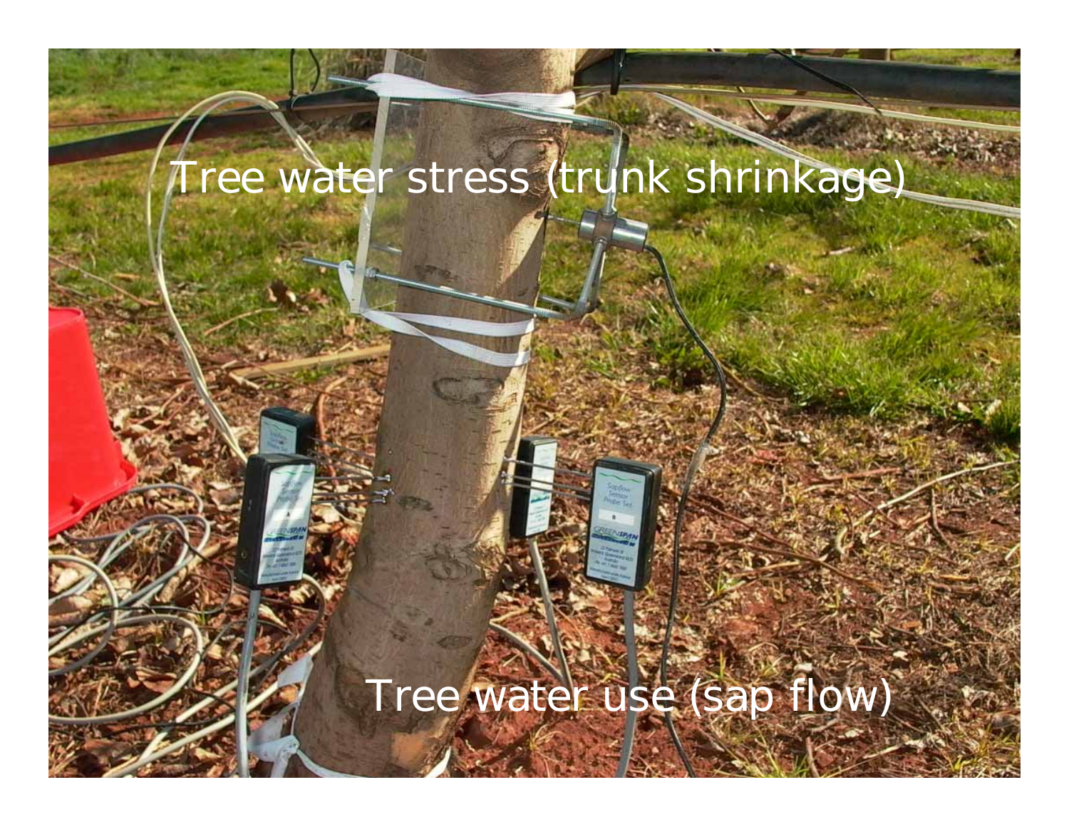Tree water stress (trunk shrinkage)

Tree water use (sap flow)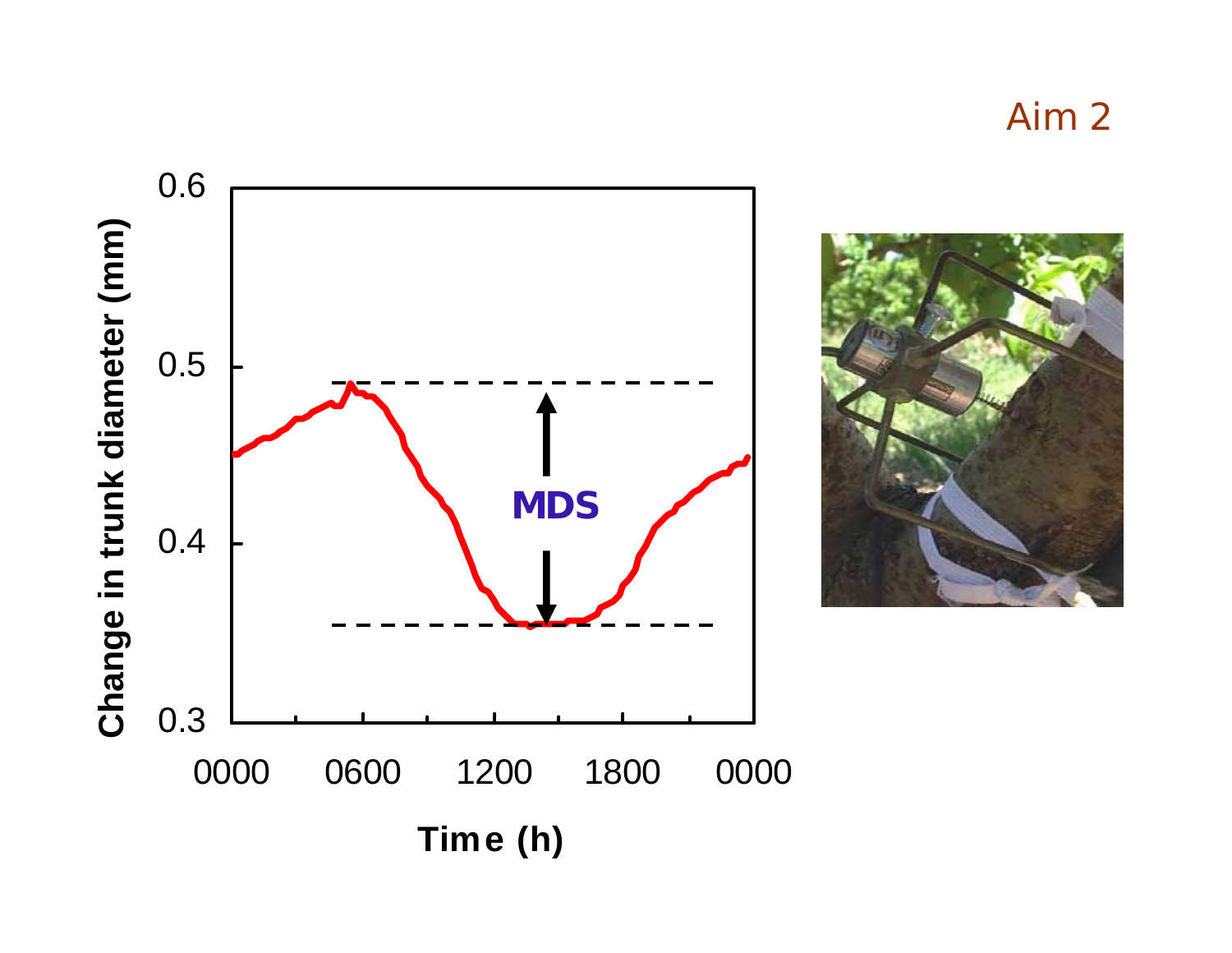Aim 2

Change in trunk diameter (mm)

0.6
0.5
0.4
0.3

MDS

0000 0600 1200 1800 0000

Time (h)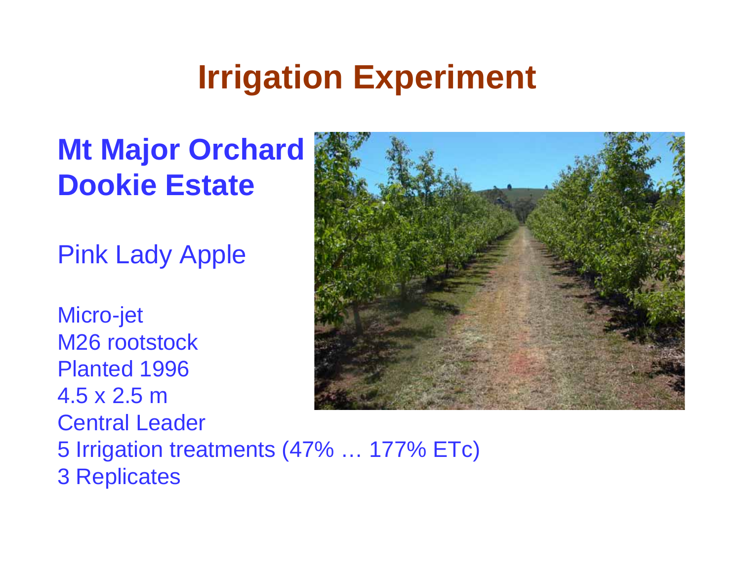# Irrigation Experiment

**Mt Major Orchard**
**Dookie Estate**

Pink Lady Apple

Micro-jet
M26 rootstock
Planted 1996
4.5 x 2.5 m
Central Leader
5 Irrigation treatments (47% … 177% ETc)
3 Replicates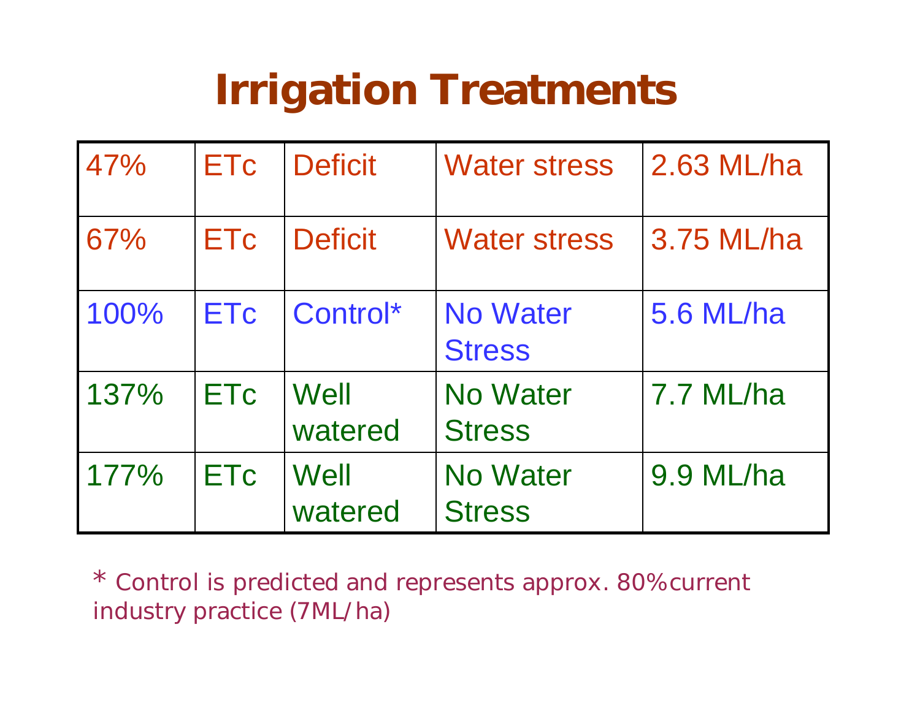# Irrigation Treatments

| | | | | |
|---|---|---|---|---|
| 47% | ETc | Deficit | Water stress | 2.63 ML/ha |
| 67% | ETc | Deficit | Water stress | 3.75 ML/ha |
| 100% | ETc | Control* | No Water Stress | 5.6 ML/ha |
| 137% | ETc | Well watered | No Water Stress | 7.7 ML/ha |
| 177% | ETc | Well watered | No Water Stress | 9.9 ML/ha |

* Control is predicted and represents approx. 80% current industry practice (7ML/ha)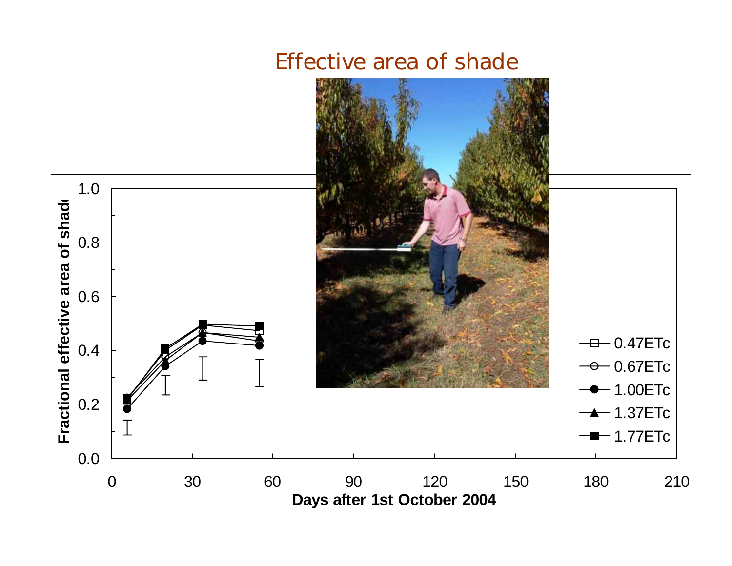# Effective area of shade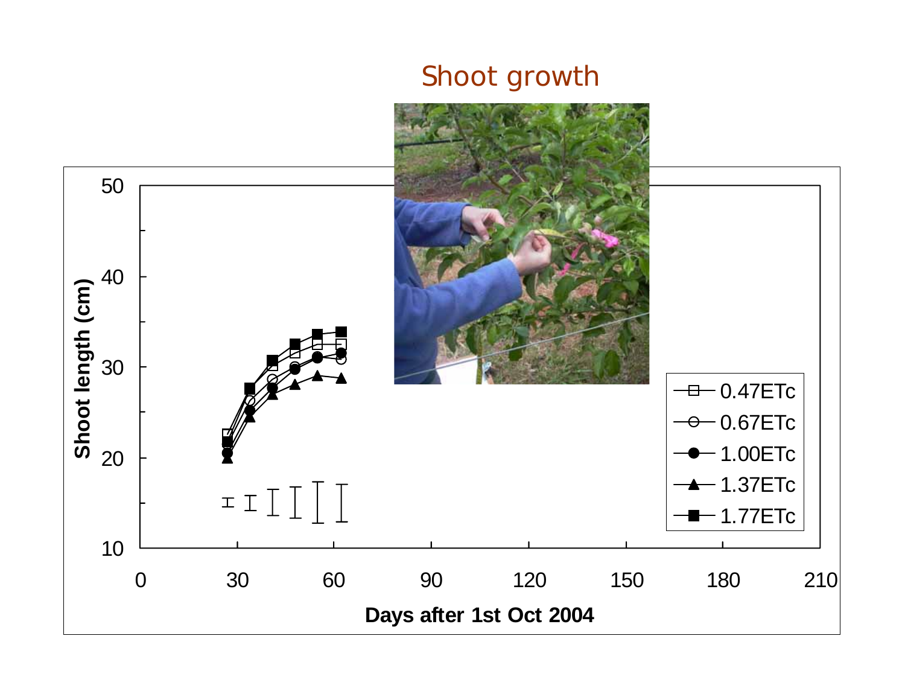# Shoot growth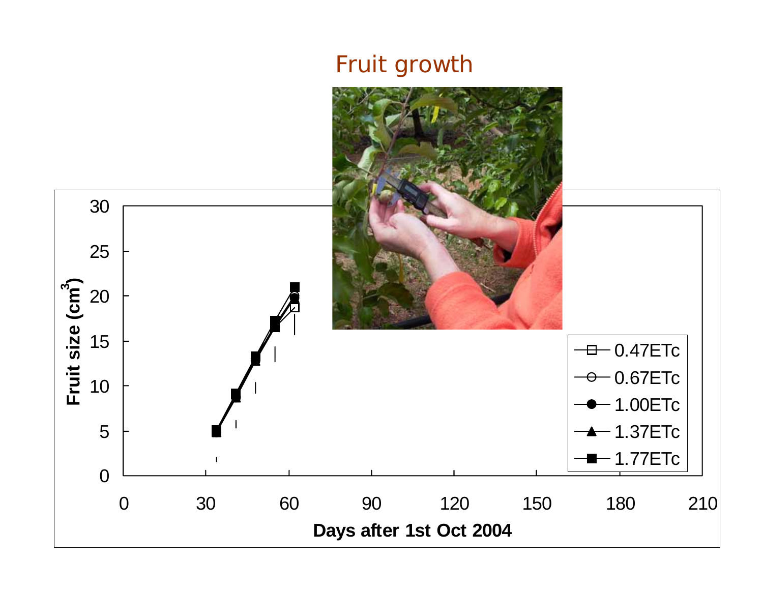# Fruit growth

Fruit size ($cm^3$)

Days after 1st Oct 2004

- 0.47ETc
- 0.67ETc
- 1.00ETc
- 1.37ETc
- 1.77ETc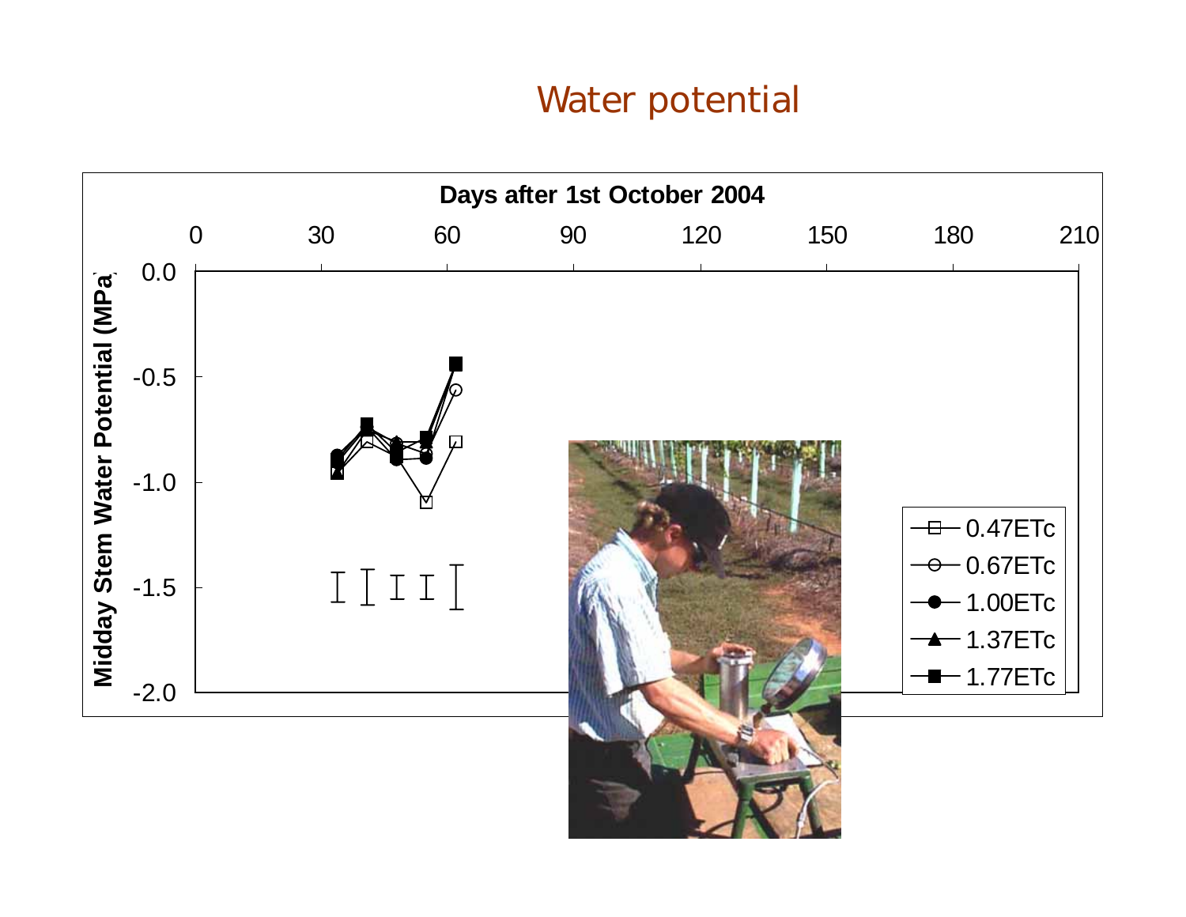# Water potential

Days after 1st October 2004

Midday Stem Water Potential (MPa)

- 0.47ETc
- 0.67ETc
- 1.00ETc
- 1.37ETc
- 1.77ETc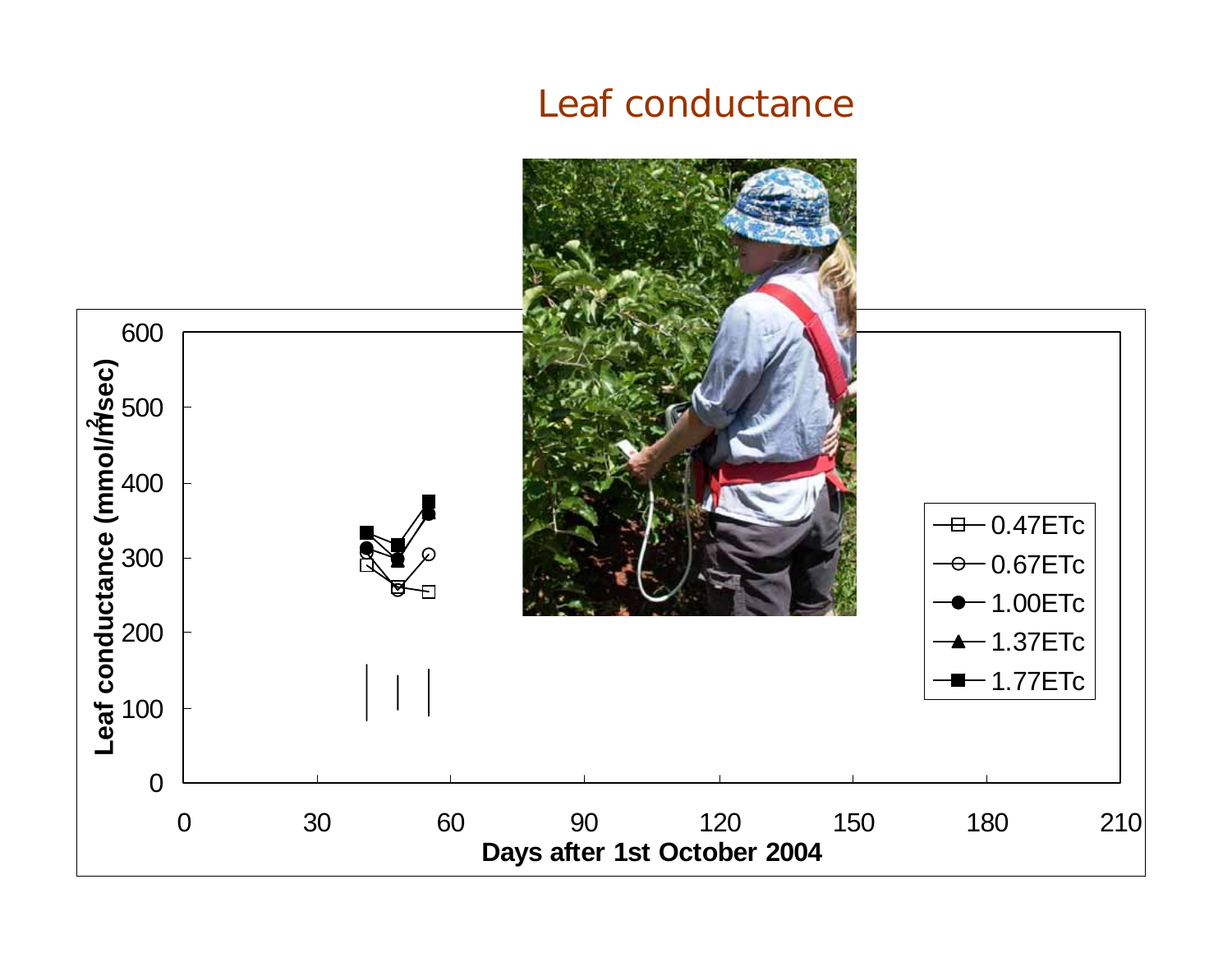# Leaf conductance

Leaf conductance (mmol/m$^2$/sec)

600
500
400
300
200
100
0

0 30 60 90 120 150 180 210

Days after 1st October 2004

- 0.47ETc
- 0.67ETc
- 1.00ETc
- 1.37ETc
- 1.77ETc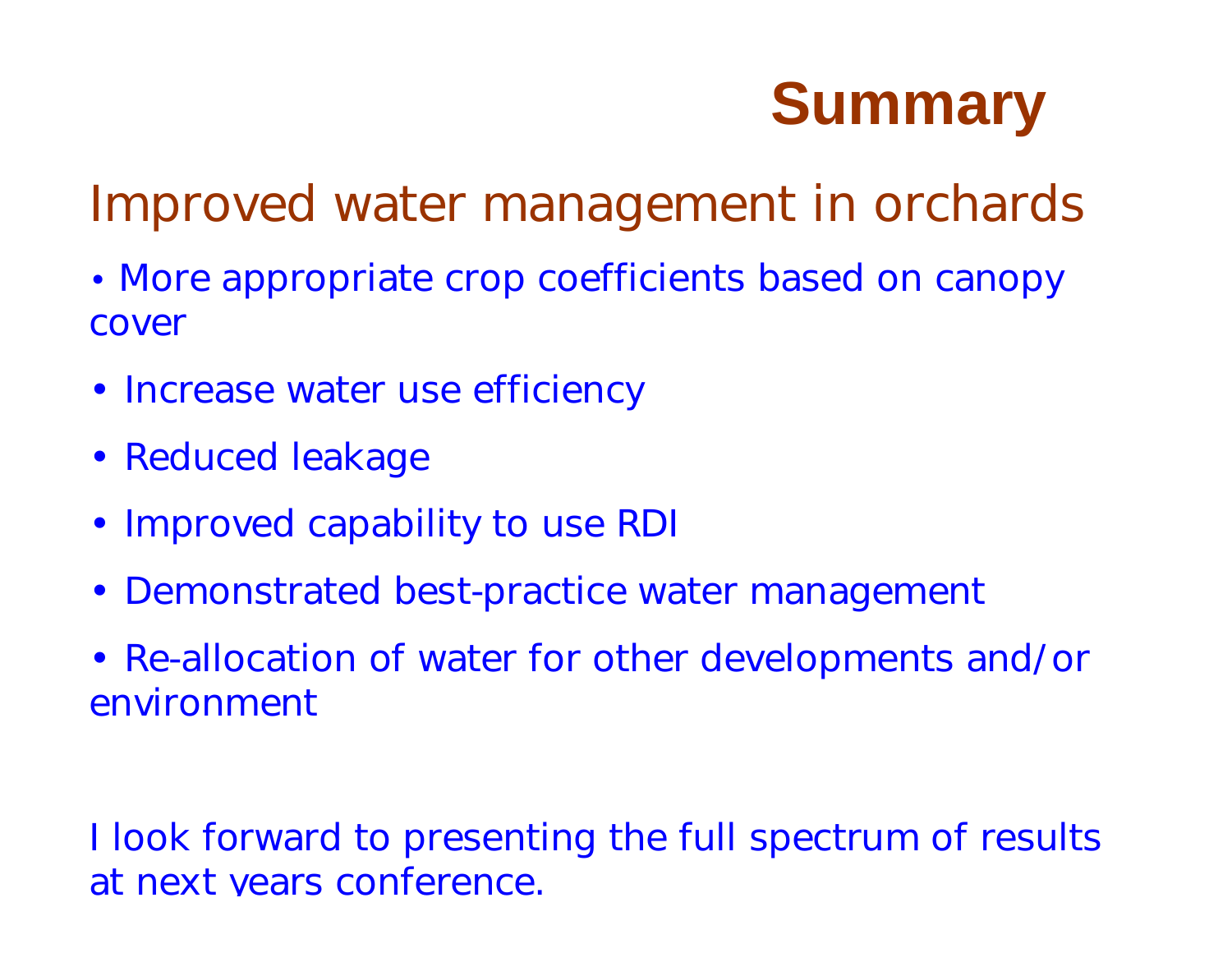# Summary

## Improved water management in orchards

- More appropriate crop coefficients based on canopy cover
- Increase water use efficiency
- Reduced leakage
- Improved capability to use RDI
- Demonstrated best-practice water management
- Re-allocation of water for other developments and/or environment

I look forward to presenting the full spectrum of results at next years conference.